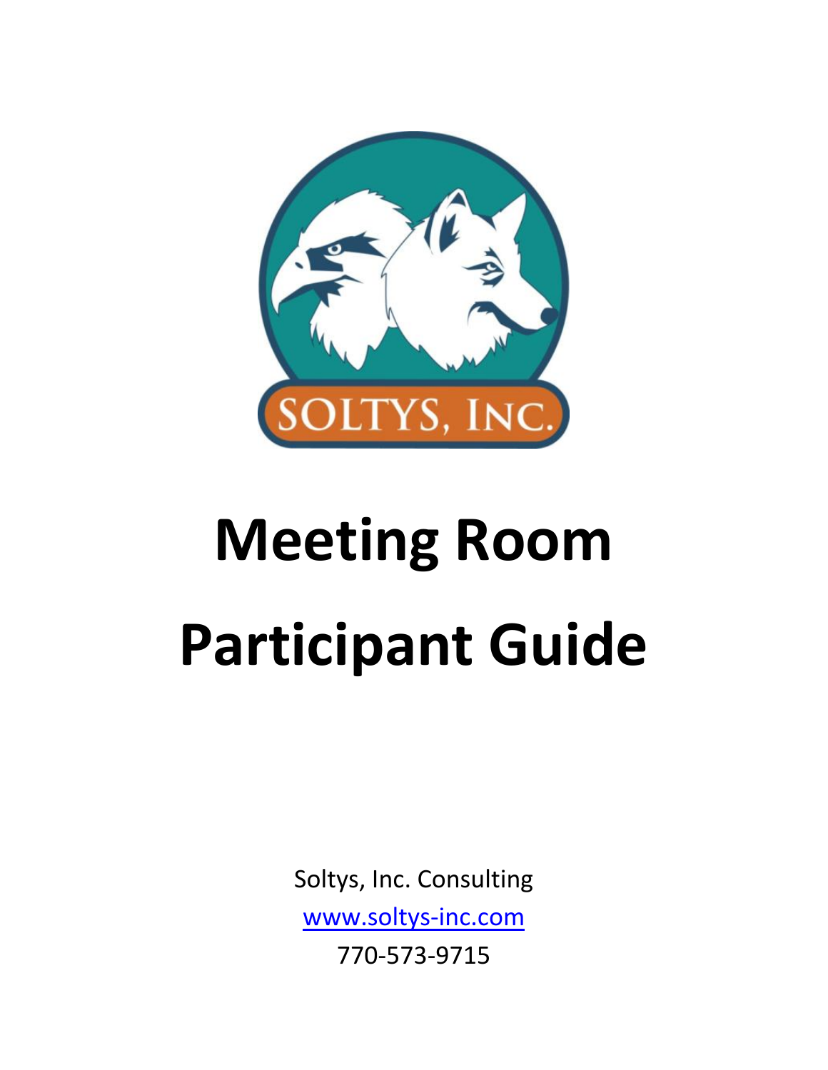# Meeting Room

# Participant Guide

Soltys, Inc. Consulting

www.soltys-inc.com

770-573-9715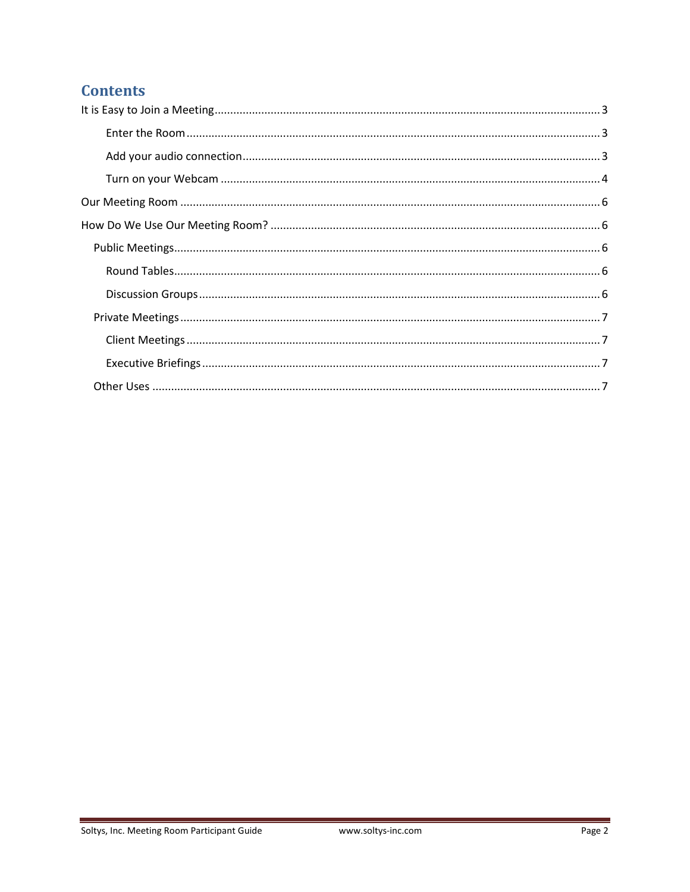# Contents

- It is Easy to Join a Meeting ..... 3
    - Enter the Room ..... 3
    - Add your audio connection ..... 3
    - Turn on your Webcam ..... 4
- Our Meeting Room ..... 6
- How Do We Use Our Meeting Room? ..... 6
  - Public Meetings ..... 6
    - Round Tables ..... 6
    - Discussion Groups ..... 6
  - Private Meetings ..... 7
    - Client Meetings ..... 7
    - Executive Briefings ..... 7
  - Other Uses ..... 7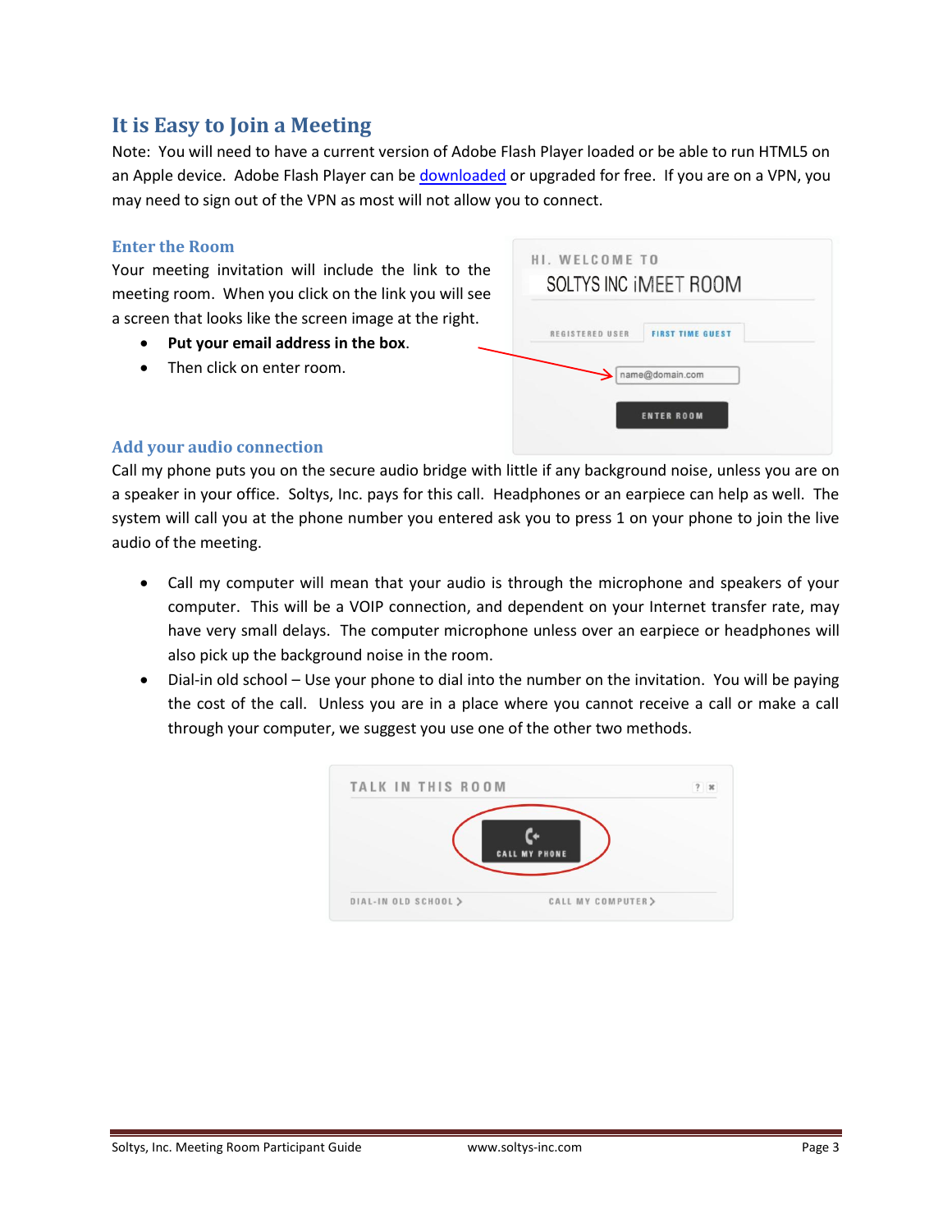## It is Easy to Join a Meeting

Note: You will need to have a current version of Adobe Flash Player loaded or be able to run HTML5 on an Apple device. Adobe Flash Player can be downloaded or upgraded for free. If you are on a VPN, you may need to sign out of the VPN as most will not allow you to connect.

### Enter the Room

Your meeting invitation will include the link to the meeting room. When you click on the link you will see a screen that looks like the screen image at the right.

- **Put your email address in the box**.
- Then click on enter room.

### Add your audio connection

Call my phone puts you on the secure audio bridge with little if any background noise, unless you are on a speaker in your office. Soltys, Inc. pays for this call. Headphones or an earpiece can help as well. The system will call you at the phone number you entered ask you to press 1 on your phone to join the live audio of the meeting.

- Call my computer will mean that your audio is through the microphone and speakers of your computer. This will be a VOIP connection, and dependent on your Internet transfer rate, may have very small delays. The computer microphone unless over an earpiece or headphones will also pick up the background noise in the room.
- Dial-in old school – Use your phone to dial into the number on the invitation. You will be paying the cost of the call. Unless you are in a place where you cannot receive a call or make a call through your computer, we suggest you use one of the other two methods.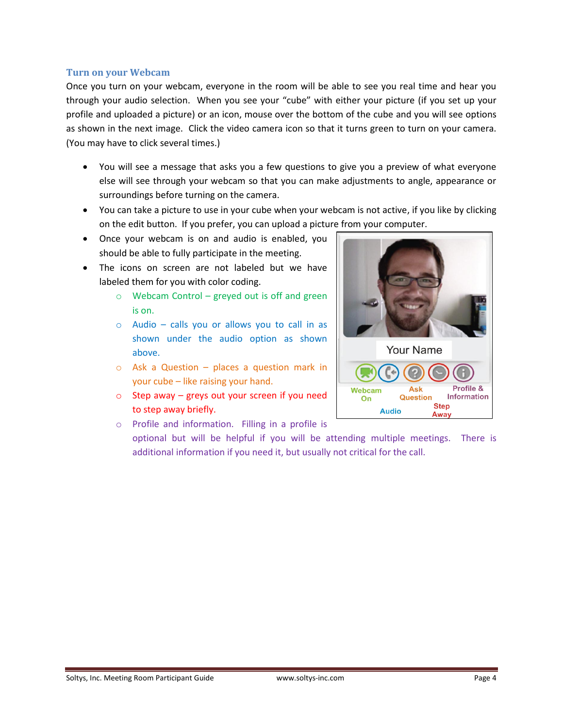## Turn on your Webcam

Once you turn on your webcam, everyone in the room will be able to see you real time and hear you through your audio selection. When you see your "cube" with either your picture (if you set up your profile and uploaded a picture) or an icon, mouse over the bottom of the cube and you will see options as shown in the next image. Click the video camera icon so that it turns green to turn on your camera. (You may have to click several times.)

- You will see a message that asks you a few questions to give you a preview of what everyone else will see through your webcam so that you can make adjustments to angle, appearance or surroundings before turning on the camera.
- You can take a picture to use in your cube when your webcam is not active, if you like by clicking on the edit button. If you prefer, you can upload a picture from your computer.
- Once your webcam is on and audio is enabled, you should be able to fully participate in the meeting.
- The icons on screen are not labeled but we have labeled them for you with color coding.
    - Webcam Control – greyed out is off and green is on.
    - Audio – calls you or allows you to call in as shown under the audio option as shown above.
    - Ask a Question – places a question mark in your cube – like raising your hand.
    - Step away – greys out your screen if you need to step away briefly.
    - Profile and information. Filling in a profile is optional but will be helpful if you will be attending multiple meetings. There is additional information if you need it, but usually not critical for the call.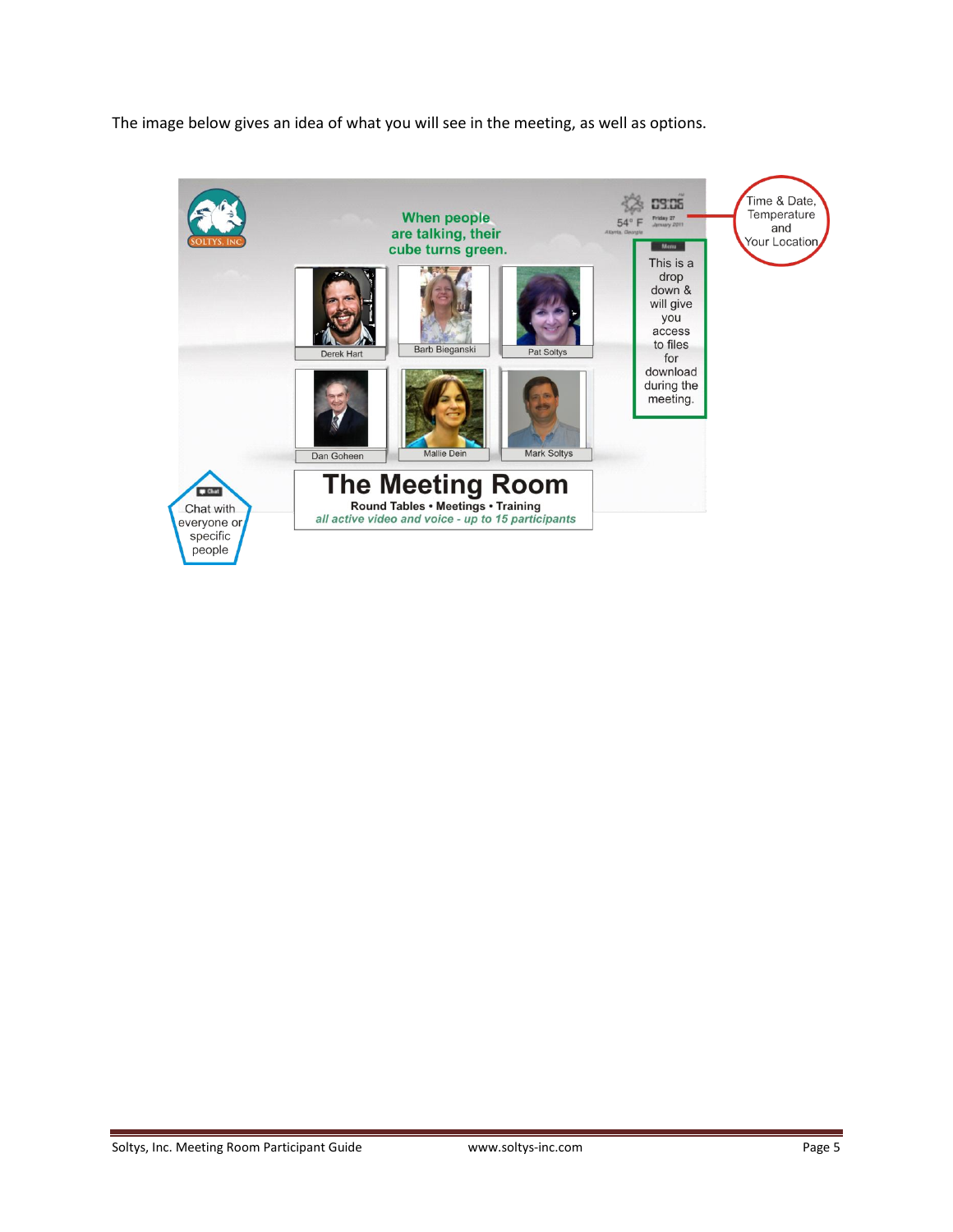The image below gives an idea of what you will see in the meeting, as well as options.

When people are talking, their cube turns green.

Time & Date, Temperature and Your Location

This is a drop down & will give you access to files for download during the meeting.

Derek Hart | Barb Bieganski | Pat Soltys

Dan Goheen | Mallie Dein | Mark Soltys

Chat with everyone or specific people

**The Meeting Room**

**Round Tables • Meetings • Training**

*all active video and voice - up to 15 participants*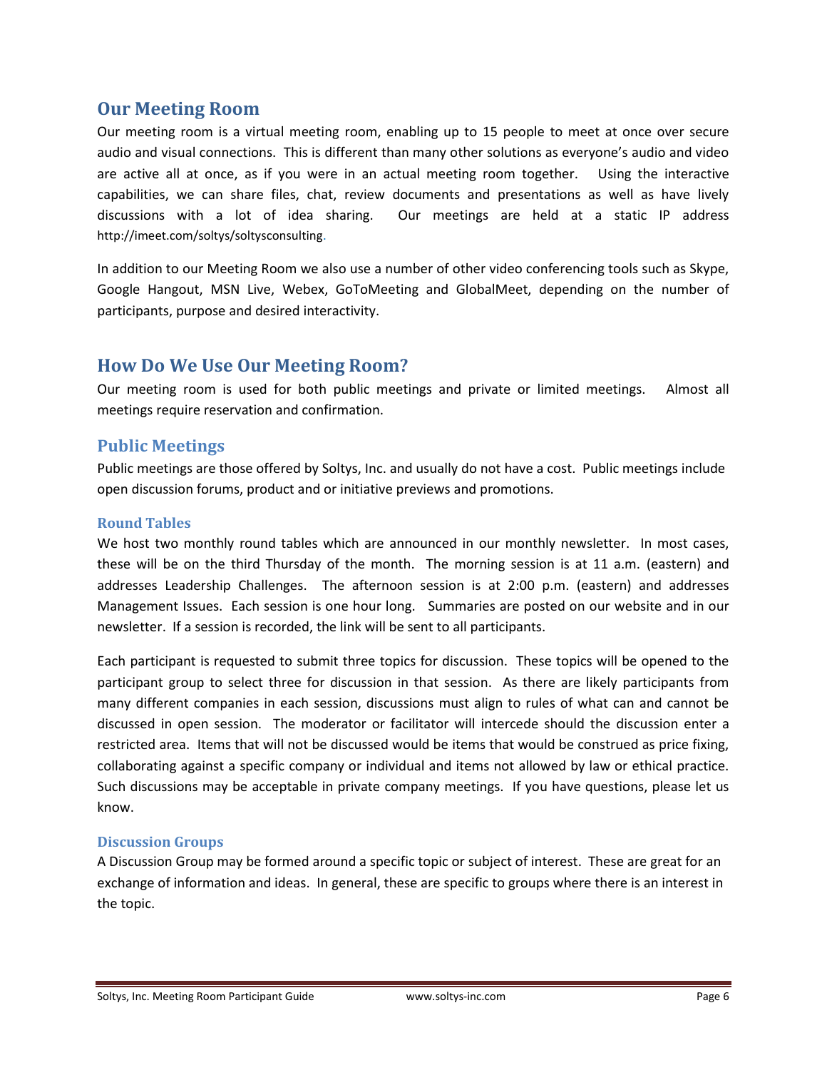## Our Meeting Room

Our meeting room is a virtual meeting room, enabling up to 15 people to meet at once over secure audio and visual connections. This is different than many other solutions as everyone's audio and video are active all at once, as if you were in an actual meeting room together. Using the interactive capabilities, we can share files, chat, review documents and presentations as well as have lively discussions with a lot of idea sharing. Our meetings are held at a static IP address http://imeet.com/soltys/soltysconsulting.

In addition to our Meeting Room we also use a number of other video conferencing tools such as Skype, Google Hangout, MSN Live, Webex, GoToMeeting and GlobalMeet, depending on the number of participants, purpose and desired interactivity.

## How Do We Use Our Meeting Room?

Our meeting room is used for both public meetings and private or limited meetings. Almost all meetings require reservation and confirmation.

### Public Meetings

Public meetings are those offered by Soltys, Inc. and usually do not have a cost. Public meetings include open discussion forums, product and or initiative previews and promotions.

#### Round Tables

We host two monthly round tables which are announced in our monthly newsletter. In most cases, these will be on the third Thursday of the month. The morning session is at 11 a.m. (eastern) and addresses Leadership Challenges. The afternoon session is at 2:00 p.m. (eastern) and addresses Management Issues. Each session is one hour long. Summaries are posted on our website and in our newsletter. If a session is recorded, the link will be sent to all participants.

Each participant is requested to submit three topics for discussion. These topics will be opened to the participant group to select three for discussion in that session. As there are likely participants from many different companies in each session, discussions must align to rules of what can and cannot be discussed in open session. The moderator or facilitator will intercede should the discussion enter a restricted area. Items that will not be discussed would be items that would be construed as price fixing, collaborating against a specific company or individual and items not allowed by law or ethical practice. Such discussions may be acceptable in private company meetings. If you have questions, please let us know.

#### Discussion Groups

A Discussion Group may be formed around a specific topic or subject of interest. These are great for an exchange of information and ideas. In general, these are specific to groups where there is an interest in the topic.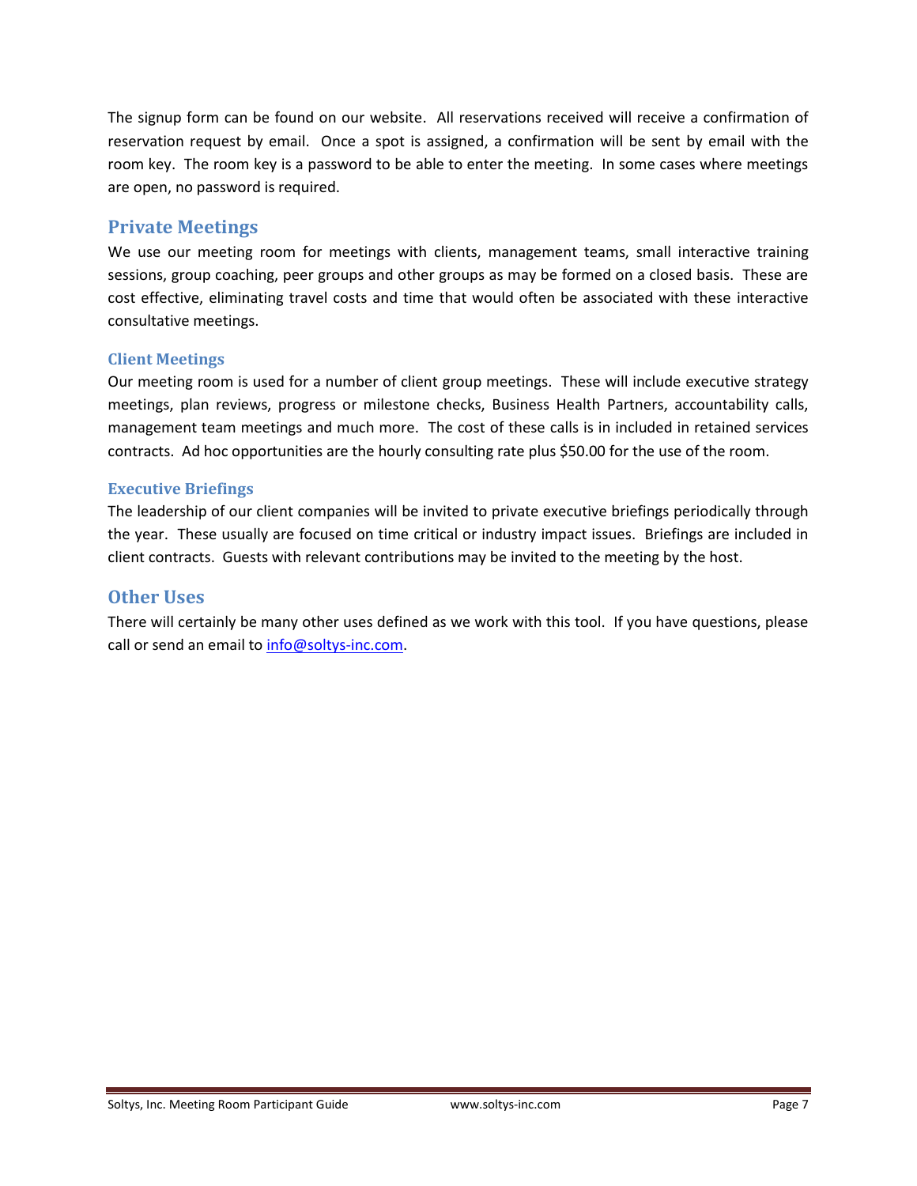The signup form can be found on our website. All reservations received will receive a confirmation of reservation request by email. Once a spot is assigned, a confirmation will be sent by email with the room key. The room key is a password to be able to enter the meeting. In some cases where meetings are open, no password is required.

## Private Meetings

We use our meeting room for meetings with clients, management teams, small interactive training sessions, group coaching, peer groups and other groups as may be formed on a closed basis. These are cost effective, eliminating travel costs and time that would often be associated with these interactive consultative meetings.

### Client Meetings

Our meeting room is used for a number of client group meetings. These will include executive strategy meetings, plan reviews, progress or milestone checks, Business Health Partners, accountability calls, management team meetings and much more. The cost of these calls is in included in retained services contracts. Ad hoc opportunities are the hourly consulting rate plus $50.00 for the use of the room.

### Executive Briefings

The leadership of our client companies will be invited to private executive briefings periodically through the year. These usually are focused on time critical or industry impact issues. Briefings are included in client contracts. Guests with relevant contributions may be invited to the meeting by the host.

## Other Uses

There will certainly be many other uses defined as we work with this tool. If you have questions, please call or send an email to info@soltys-inc.com.